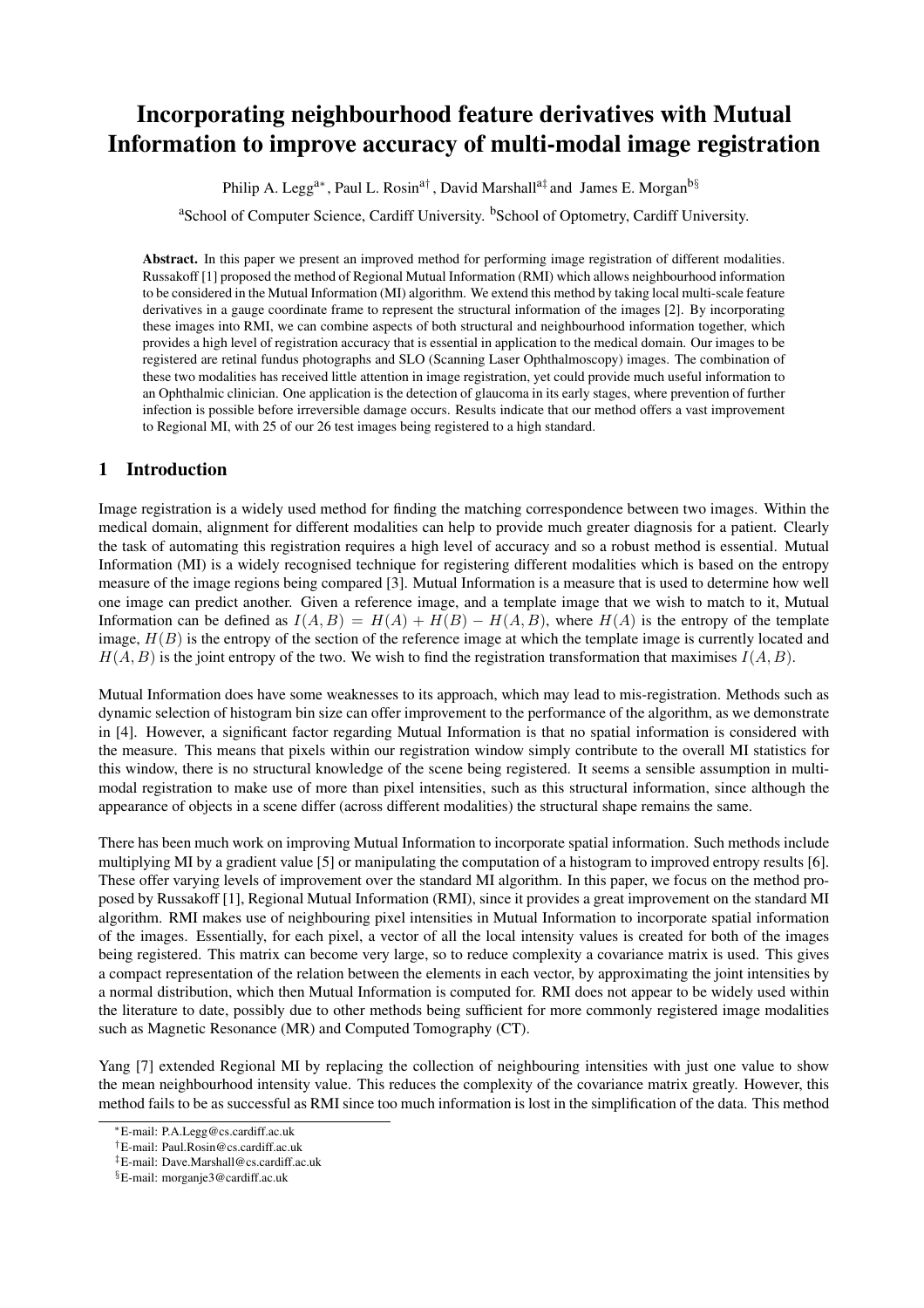# Incorporating neighbourhood feature derivatives with Mutual Information to improve accuracy of multi-modal image registration

Philip A. Legg[a*], Paul L. Rosin[a†], David Marshall[a‡] and James E. Morgan[b§]

[a]School of Computer Science, Cardiff University. [b]School of Optometry, Cardiff University.

**Abstract.** In this paper we present an improved method for performing image registration of different modalities. Russakoff [1] proposed the method of Regional Mutual Information (RMI) which allows neighbourhood information to be considered in the Mutual Information (MI) algorithm. We extend this method by taking local multi-scale feature derivatives in a gauge coordinate frame to represent the structural information of the images [2]. By incorporating these images into RMI, we can combine aspects of both structural and neighbourhood information together, which provides a high level of registration accuracy that is essential in application to the medical domain. Our images to be registered are retinal fundus photographs and SLO (Scanning Laser Ophthalmoscopy) images. The combination of these two modalities has received little attention in image registration, yet could provide much useful information to an Ophthalmic clinician. One application is the detection of glaucoma in its early stages, where prevention of further infection is possible before irreversible damage occurs. Results indicate that our method offers a vast improvement to Regional MI, with 25 of our 26 test images being registered to a high standard.

## 1 Introduction

Image registration is a widely used method for finding the matching correspondence between two images. Within the medical domain, alignment for different modalities can help to provide much greater diagnosis for a patient. Clearly the task of automating this registration requires a high level of accuracy and so a robust method is essential. Mutual Information (MI) is a widely recognised technique for registering different modalities which is based on the entropy measure of the image regions being compared [3]. Mutual Information is a measure that is used to determine how well one image can predict another. Given a reference image, and a template image that we wish to match to it, Mutual Information can be defined as $I(A, B) = H(A) + H(B) - H(A, B)$, where $H(A)$ is the entropy of the template image, $H(B)$ is the entropy of the section of the reference image at which the template image is currently located and $H(A, B)$ is the joint entropy of the two. We wish to find the registration transformation that maximises $I(A, B)$.

Mutual Information does have some weaknesses to its approach, which may lead to mis-registration. Methods such as dynamic selection of histogram bin size can offer improvement to the performance of the algorithm, as we demonstrate in [4]. However, a significant factor regarding Mutual Information is that no spatial information is considered with the measure. This means that pixels within our registration window simply contribute to the overall MI statistics for this window, there is no structural knowledge of the scene being registered. It seems a sensible assumption in multi-modal registration to make use of more than pixel intensities, such as this structural information, since although the appearance of objects in a scene differ (across different modalities) the structural shape remains the same.

There has been much work on improving Mutual Information to incorporate spatial information. Such methods include multiplying MI by a gradient value [5] or manipulating the computation of a histogram to improved entropy results [6]. These offer varying levels of improvement over the standard MI algorithm. In this paper, we focus on the method proposed by Russakoff [1], Regional Mutual Information (RMI), since it provides a great improvement on the standard MI algorithm. RMI makes use of neighbouring pixel intensities in Mutual Information to incorporate spatial information of the images. Essentially, for each pixel, a vector of all the local intensity values is created for both of the images being registered. This matrix can become very large, so to reduce complexity a covariance matrix is used. This gives a compact representation of the relation between the elements in each vector, by approximating the joint intensities by a normal distribution, which then Mutual Information is computed for. RMI does not appear to be widely used within the literature to date, possibly due to other methods being sufficient for more commonly registered image modalities such as Magnetic Resonance (MR) and Computed Tomography (CT).

Yang [7] extended Regional MI by replacing the collection of neighbouring intensities with just one value to show the mean neighbourhood intensity value. This reduces the complexity of the covariance matrix greatly. However, this method fails to be as successful as RMI since too much information is lost in the simplification of the data. This method

*E-mail: P.A.Legg@cs.cardiff.ac.uk

†E-mail: Paul.Rosin@cs.cardiff.ac.uk

‡E-mail: Dave.Marshall@cs.cardiff.ac.uk

§E-mail: morganje3@cardiff.ac.uk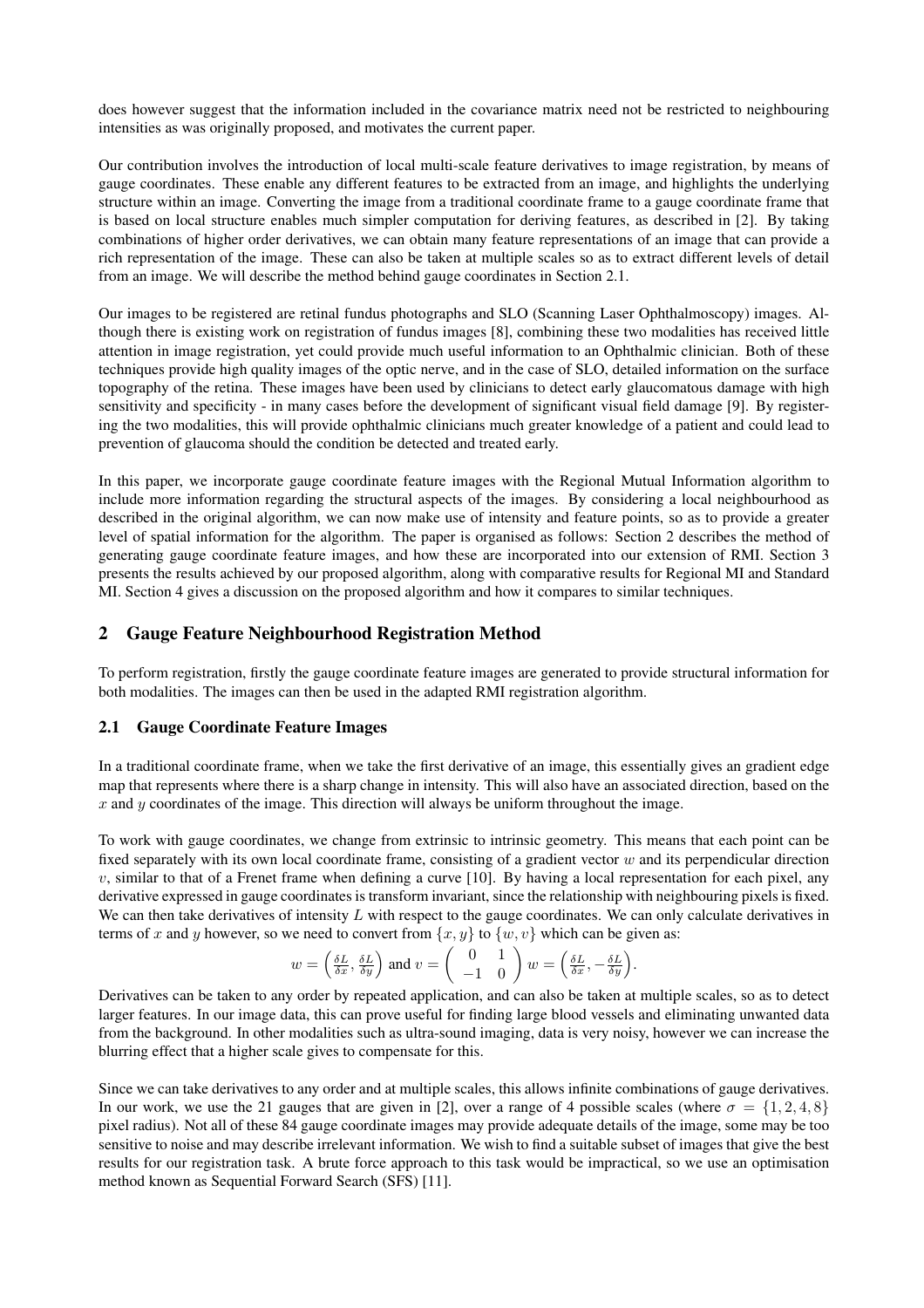does however suggest that the information included in the covariance matrix need not be restricted to neighbouring intensities as was originally proposed, and motivates the current paper.

Our contribution involves the introduction of local multi-scale feature derivatives to image registration, by means of gauge coordinates. These enable any different features to be extracted from an image, and highlights the underlying structure within an image. Converting the image from a traditional coordinate frame to a gauge coordinate frame that is based on local structure enables much simpler computation for deriving features, as described in [2]. By taking combinations of higher order derivatives, we can obtain many feature representations of an image that can provide a rich representation of the image. These can also be taken at multiple scales so as to extract different levels of detail from an image. We will describe the method behind gauge coordinates in Section 2.1.

Our images to be registered are retinal fundus photographs and SLO (Scanning Laser Ophthalmoscopy) images. Although there is existing work on registration of fundus images [8], combining these two modalities has received little attention in image registration, yet could provide much useful information to an Ophthalmic clinician. Both of these techniques provide high quality images of the optic nerve, and in the case of SLO, detailed information on the surface topography of the retina. These images have been used by clinicians to detect early glaucomatous damage with high sensitivity and specificity - in many cases before the development of significant visual field damage [9]. By registering the two modalities, this will provide ophthalmic clinicians much greater knowledge of a patient and could lead to prevention of glaucoma should the condition be detected and treated early.

In this paper, we incorporate gauge coordinate feature images with the Regional Mutual Information algorithm to include more information regarding the structural aspects of the images. By considering a local neighbourhood as described in the original algorithm, we can now make use of intensity and feature points, so as to provide a greater level of spatial information for the algorithm. The paper is organised as follows: Section 2 describes the method of generating gauge coordinate feature images, and how these are incorporated into our extension of RMI. Section 3 presents the results achieved by our proposed algorithm, along with comparative results for Regional MI and Standard MI. Section 4 gives a discussion on the proposed algorithm and how it compares to similar techniques.

## 2 Gauge Feature Neighbourhood Registration Method

To perform registration, firstly the gauge coordinate feature images are generated to provide structural information for both modalities. The images can then be used in the adapted RMI registration algorithm.

### 2.1 Gauge Coordinate Feature Images

In a traditional coordinate frame, when we take the first derivative of an image, this essentially gives an gradient edge map that represents where there is a sharp change in intensity. This will also have an associated direction, based on the $x$ and $y$ coordinates of the image. This direction will always be uniform throughout the image.

To work with gauge coordinates, we change from extrinsic to intrinsic geometry. This means that each point can be fixed separately with its own local coordinate frame, consisting of a gradient vector $w$ and its perpendicular direction $v$, similar to that of a Frenet frame when defining a curve [10]. By having a local representation for each pixel, any derivative expressed in gauge coordinates is transform invariant, since the relationship with neighbouring pixels is fixed. We can then take derivatives of intensity $L$ with respect to the gauge coordinates. We can only calculate derivatives in terms of $x$ and $y$ however, so we need to convert from $\{x, y\}$ to $\{w, v\}$ which can be given as:

$$w = \left(\frac{\delta L}{\delta x}, \frac{\delta L}{\delta y}\right) \text{ and } v = \begin{pmatrix} 0 & 1 \\ -1 & 0 \end{pmatrix} w = \left(\frac{\delta L}{\delta x}, -\frac{\delta L}{\delta y}\right).$$

Derivatives can be taken to any order by repeated application, and can also be taken at multiple scales, so as to detect larger features. In our image data, this can prove useful for finding large blood vessels and eliminating unwanted data from the background. In other modalities such as ultra-sound imaging, data is very noisy, however we can increase the blurring effect that a higher scale gives to compensate for this.

Since we can take derivatives to any order and at multiple scales, this allows infinite combinations of gauge derivatives. In our work, we use the 21 gauges that are given in [2], over a range of 4 possible scales (where $\sigma = \{1, 2, 4, 8\}$ pixel radius). Not all of these 84 gauge coordinate images may provide adequate details of the image, some may be too sensitive to noise and may describe irrelevant information. We wish to find a suitable subset of images that give the best results for our registration task. A brute force approach to this task would be impractical, so we use an optimisation method known as Sequential Forward Search (SFS) [11].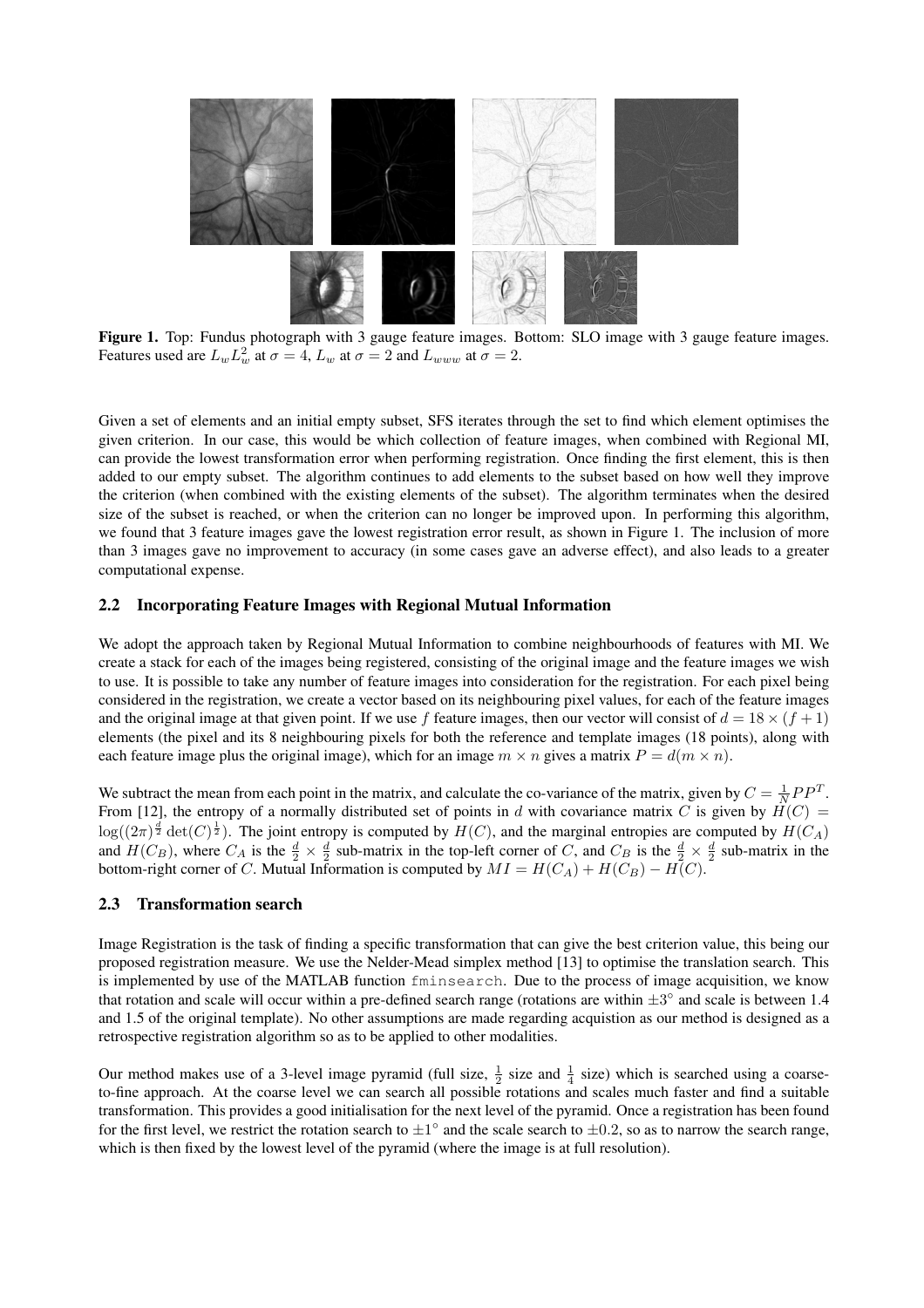**Figure 1.** Top: Fundus photograph with 3 gauge feature images. Bottom: SLO image with 3 gauge feature images. Features used are $L_w L_w^2$ at $\sigma = 4$, $L_w$ at $\sigma = 2$ and $L_{www}$ at $\sigma = 2$.

Given a set of elements and an initial empty subset, SFS iterates through the set to find which element optimises the given criterion. In our case, this would be which collection of feature images, when combined with Regional MI, can provide the lowest transformation error when performing registration. Once finding the first element, this is then added to our empty subset. The algorithm continues to add elements to the subset based on how well they improve the criterion (when combined with the existing elements of the subset). The algorithm terminates when the desired size of the subset is reached, or when the criterion can no longer be improved upon. In performing this algorithm, we found that 3 feature images gave the lowest registration error result, as shown in Figure 1. The inclusion of more than 3 images gave no improvement to accuracy (in some cases gave an adverse effect), and also leads to a greater computational expense.

### 2.2 Incorporating Feature Images with Regional Mutual Information

We adopt the approach taken by Regional Mutual Information to combine neighbourhoods of features with MI. We create a stack for each of the images being registered, consisting of the original image and the feature images we wish to use. It is possible to take any number of feature images into consideration for the registration. For each pixel being considered in the registration, we create a vector based on its neighbouring pixel values, for each of the feature images and the original image at that given point. If we use $f$ feature images, then our vector will consist of $d = 18 \times (f + 1)$ elements (the pixel and its 8 neighbouring pixels for both the reference and template images (18 points), along with each feature image plus the original image), which for an image $m \times n$ gives a matrix $P = d(m \times n)$.

We subtract the mean from each point in the matrix, and calculate the co-variance of the matrix, given by $C = \frac{1}{N} P P^T$. From [12], the entropy of a normally distributed set of points in $d$ with covariance matrix $C$ is given by $H(C) = \log((2\pi)^{\frac{d}{2}} \det(C)^{\frac{1}{2}})$. The joint entropy is computed by $H(C)$, and the marginal entropies are computed by $H(C_A)$ and $H(C_B)$, where $C_A$ is the $\frac{d}{2} \times \frac{d}{2}$ sub-matrix in the top-left corner of $C$, and $C_B$ is the $\frac{d}{2} \times \frac{d}{2}$ sub-matrix in the bottom-right corner of $C$. Mutual Information is computed by $MI = H(C_A) + H(C_B) - H(C)$.

### 2.3 Transformation search

Image Registration is the task of finding a specific transformation that can give the best criterion value, this being our proposed registration measure. We use the Nelder-Mead simplex method [13] to optimise the translation search. This is implemented by use of the MATLAB function `fminsearch`. Due to the process of image acquisition, we know that rotation and scale will occur within a pre-defined search range (rotations are within $\pm 3^\circ$ and scale is between 1.4 and 1.5 of the original template). No other assumptions are made regarding acquistion as our method is designed as a retrospective registration algorithm so as to be applied to other modalities.

Our method makes use of a 3-level image pyramid (full size, $\frac{1}{2}$ size and $\frac{1}{4}$ size) which is searched using a coarse-to-fine approach. At the coarse level we can search all possible rotations and scales much faster and find a suitable transformation. This provides a good initialisation for the next level of the pyramid. Once a registration has been found for the first level, we restrict the rotation search to $\pm 1^\circ$ and the scale search to $\pm 0.2$, so as to narrow the search range, which is then fixed by the lowest level of the pyramid (where the image is at full resolution).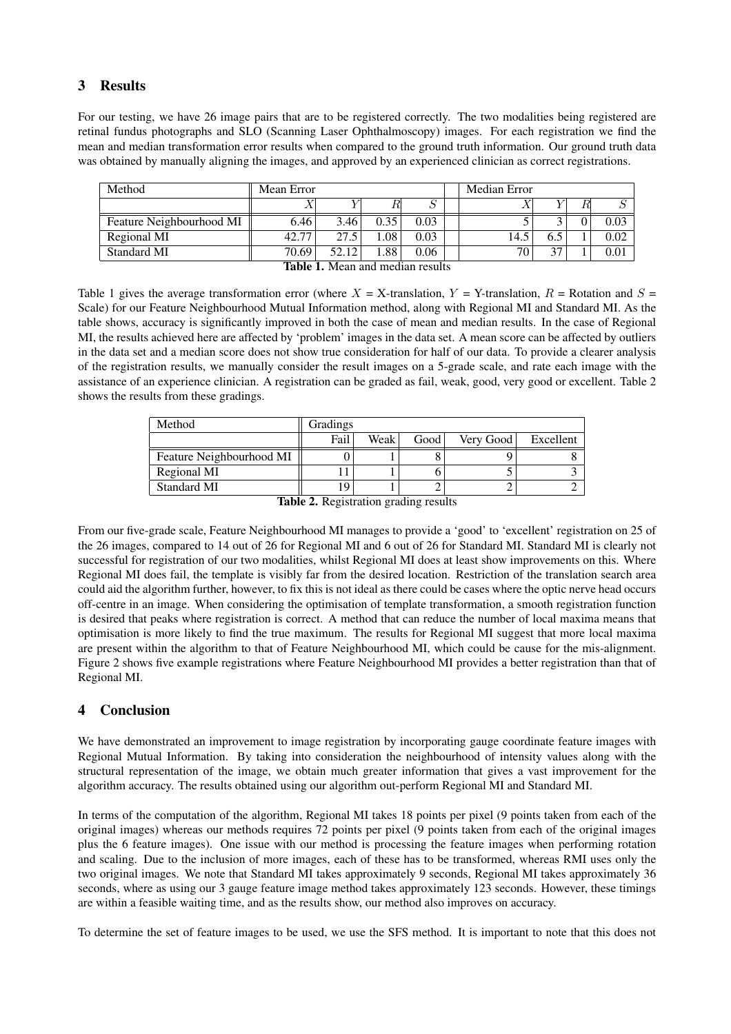## 3 Results

For our testing, we have 26 image pairs that are to be registered correctly. The two modalities being registered are retinal fundus photographs and SLO (Scanning Laser Ophthalmoscopy) images. For each registration we find the mean and median transformation error results when compared to the ground truth information. Our ground truth data was obtained by manually aligning the images, and approved by an experienced clinician as correct registrations.

| Method | Mean Error | | | | Median Error | | | |
|---|---|---|---|---|---|---|---|---|
| | $X$ | $Y$ | $R$ | $S$ | $X$ | $Y$ | $R$ | $S$ |
| Feature Neighbourhood MI | 6.46 | 3.46 | 0.35 | 0.03 | 5 | 3 | 0 | 0.03 |
| Regional MI | 42.77 | 27.5 | 1.08 | 0.03 | 14.5 | 6.5 | 1 | 0.02 |
| Standard MI | 70.69 | 52.12 | 1.88 | 0.06 | 70 | 37 | 1 | 0.01 |

**Table 1.** Mean and median results

Table 1 gives the average transformation error (where $X$ = X-translation, $Y$ = Y-translation, $R$ = Rotation and $S$ = Scale) for our Feature Neighbourhood Mutual Information method, along with Regional MI and Standard MI. As the table shows, accuracy is significantly improved in both the case of mean and median results. In the case of Regional MI, the results achieved here are affected by 'problem' images in the data set. A mean score can be affected by outliers in the data set and a median score does not show true consideration for half of our data. To provide a clearer analysis of the registration results, we manually consider the result images on a 5-grade scale, and rate each image with the assistance of an experience clinician. A registration can be graded as fail, weak, good, very good or excellent. Table 2 shows the results from these gradings.

| Method | Gradings | | | | |
|---|---|---|---|---|---|
| | Fail | Weak | Good | Very Good | Excellent |
| Feature Neighbourhood MI | 0 | 1 | 8 | 9 | 8 |
| Regional MI | 11 | 1 | 6 | 5 | 3 |
| Standard MI | 19 | 1 | 2 | 2 | 2 |

**Table 2.** Registration grading results

From our five-grade scale, Feature Neighbourhood MI manages to provide a 'good' to 'excellent' registration on 25 of the 26 images, compared to 14 out of 26 for Regional MI and 6 out of 26 for Standard MI. Standard MI is clearly not successful for registration of our two modalities, whilst Regional MI does at least show improvements on this. Where Regional MI does fail, the template is visibly far from the desired location. Restriction of the translation search area could aid the algorithm further, however, to fix this is not ideal as there could be cases where the optic nerve head occurs off-centre in an image. When considering the optimisation of template transformation, a smooth registration function is desired that peaks where registration is correct. A method that can reduce the number of local maxima means that optimisation is more likely to find the true maximum. The results for Regional MI suggest that more local maxima are present within the algorithm to that of Feature Neighbourhood MI, which could be cause for the mis-alignment. Figure 2 shows five example registrations where Feature Neighbourhood MI provides a better registration than that of Regional MI.

## 4 Conclusion

We have demonstrated an improvement to image registration by incorporating gauge coordinate feature images with Regional Mutual Information. By taking into consideration the neighbourhood of intensity values along with the structural representation of the image, we obtain much greater information that gives a vast improvement for the algorithm accuracy. The results obtained using our algorithm out-perform Regional MI and Standard MI.

In terms of the computation of the algorithm, Regional MI takes 18 points per pixel (9 points taken from each of the original images) whereas our methods requires 72 points per pixel (9 points taken from each of the original images plus the 6 feature images). One issue with our method is processing the feature images when performing rotation and scaling. Due to the inclusion of more images, each of these has to be transformed, whereas RMI uses only the two original images. We note that Standard MI takes approximately 9 seconds, Regional MI takes approximately 36 seconds, where as using our 3 gauge feature image method takes approximately 123 seconds. However, these timings are within a feasible waiting time, and as the results show, our method also improves on accuracy.

To determine the set of feature images to be used, we use the SFS method. It is important to note that this does not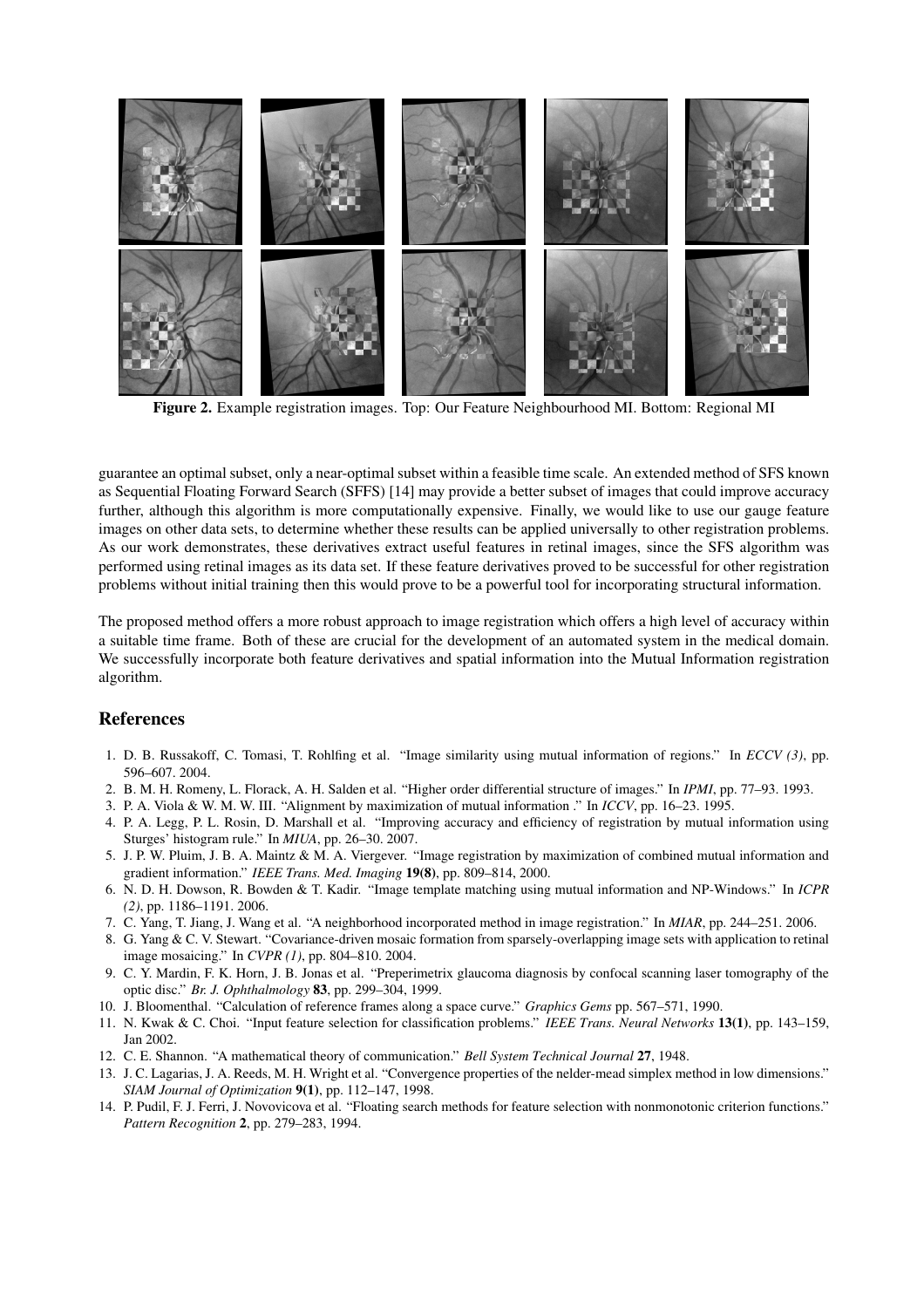**Figure 2.** Example registration images. Top: Our Feature Neighbourhood MI. Bottom: Regional MI

guarantee an optimal subset, only a near-optimal subset within a feasible time scale. An extended method of SFS known as Sequential Floating Forward Search (SFFS) [14] may provide a better subset of images that could improve accuracy further, although this algorithm is more computationally expensive. Finally, we would like to use our gauge feature images on other data sets, to determine whether these results can be applied universally to other registration problems. As our work demonstrates, these derivatives extract useful features in retinal images, since the SFS algorithm was performed using retinal images as its data set. If these feature derivatives proved to be successful for other registration problems without initial training then this would prove to be a powerful tool for incorporating structural information.

The proposed method offers a more robust approach to image registration which offers a high level of accuracy within a suitable time frame. Both of these are crucial for the development of an automated system in the medical domain. We successfully incorporate both feature derivatives and spatial information into the Mutual Information registration algorithm.

## References

1. D. B. Russakoff, C. Tomasi, T. Rohlfing et al. "Image similarity using mutual information of regions." In *ECCV (3)*, pp. 596–607. 2004.
2. B. M. H. Romeny, L. Florack, A. H. Salden et al. "Higher order differential structure of images." In *IPMI*, pp. 77–93. 1993.
3. P. A. Viola & W. M. W. III. "Alignment by maximization of mutual information ." In *ICCV*, pp. 16–23. 1995.
4. P. A. Legg, P. L. Rosin, D. Marshall et al. "Improving accuracy and efficiency of registration by mutual information using Sturges' histogram rule." In *MIUA*, pp. 26–30. 2007.
5. J. P. W. Pluim, J. B. A. Maintz & M. A. Viergever. "Image registration by maximization of combined mutual information and gradient information." *IEEE Trans. Med. Imaging* **19(8)**, pp. 809–814, 2000.
6. N. D. H. Dowson, R. Bowden & T. Kadir. "Image template matching using mutual information and NP-Windows." In *ICPR (2)*, pp. 1186–1191. 2006.
7. C. Yang, T. Jiang, J. Wang et al. "A neighborhood incorporated method in image registration." In *MIAR*, pp. 244–251. 2006.
8. G. Yang & C. V. Stewart. "Covariance-driven mosaic formation from sparsely-overlapping image sets with application to retinal image mosaicing." In *CVPR (1)*, pp. 804–810. 2004.
9. C. Y. Mardin, F. K. Horn, J. B. Jonas et al. "Preperimetrix glaucoma diagnosis by confocal scanning laser tomography of the optic disc." *Br. J. Ophthalmology* **83**, pp. 299–304, 1999.
10. J. Bloomenthal. "Calculation of reference frames along a space curve." *Graphics Gems* pp. 567–571, 1990.
11. N. Kwak & C. Choi. "Input feature selection for classification problems." *IEEE Trans. Neural Networks* **13(1)**, pp. 143–159, Jan 2002.
12. C. E. Shannon. "A mathematical theory of communication." *Bell System Technical Journal* **27**, 1948.
13. J. C. Lagarias, J. A. Reeds, M. H. Wright et al. "Convergence properties of the nelder-mead simplex method in low dimensions." *SIAM Journal of Optimization* **9(1)**, pp. 112–147, 1998.
14. P. Pudil, F. J. Ferri, J. Novovicova et al. "Floating search methods for feature selection with nonmonotonic criterion functions." *Pattern Recognition* **2**, pp. 279–283, 1994.